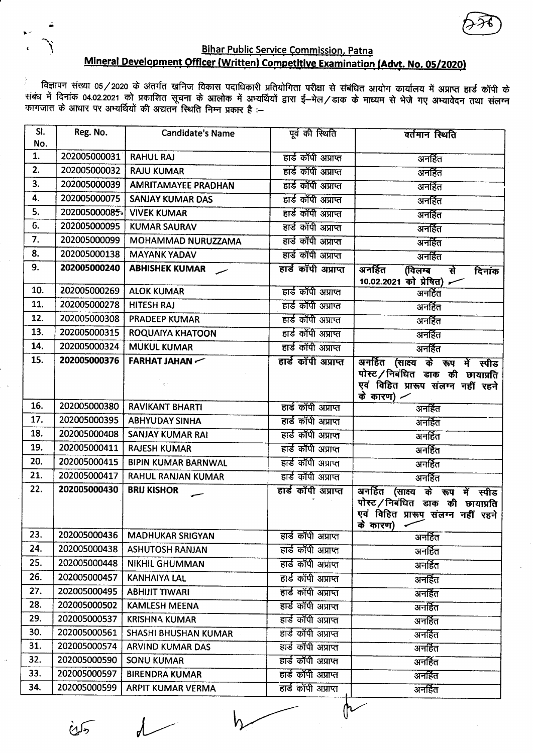## Bihar Public Service Commission, Patna

## Mineral Development Officer (Written) Competitive Examination (Advt. No. 05/2020)

विज्ञापन संख्या 05/2020 के अंतर्गत खनिज विकास पदाधिकारी प्रतियोगिता परीक्षा से संबंधित आयोग कार्यालय में अप्राप्त हार्ड कॉपी के संबंध में दिनांक 04.02.2021 को प्रकाशित सूचना के आलोक में अभ्यर्थियों द्वारा ई–मेल/डाक के माध्यम से भेजे गए अभ्यावेदन तथा संलग्न कागजात के आधार पर अभ्यर्थियों की अद्यतन स्थिति निम्न प्रकार है :–

| Sl. No. | Reg. No. | Candidate's Name | पूर्व की स्थिति | वर्तमान स्थिति |
|---|---|---|---|---|
| 1. | 202005000031 | RAHUL RAJ | हार्ड कॉपी अप्राप्त | अनर्हित |
| 2. | 202005000032 | RAJU KUMAR | हार्ड कॉपी अप्राप्त | अनर्हित |
| 3. | 202005000039 | AMRITAMAYEE PRADHAN | हार्ड कॉपी अप्राप्त | अनर्हित |
| 4. | 202005000075 | SANJAY KUMAR DAS | हार्ड कॉपी अप्राप्त | अनर्हित |
| 5. | 202005000085 | VIVEK KUMAR | हार्ड कॉपी अप्राप्त | अनर्हित |
| 6. | 202005000095 | KUMAR SAURAV | हार्ड कॉपी अप्राप्त | अनर्हित |
| 7. | 202005000099 | MOHAMMAD NURUZZAMA | हार्ड कॉपी अप्राप्त | अनर्हित |
| 8. | 202005000138 | MAYANK YADAV | हार्ड कॉपी अप्राप्त | अनर्हित |
| 9. | **202005000240** | **ABHISHEK KUMAR** | हार्ड कॉपी अप्राप्त | अनर्हित (विलम्ब से दिनांक 10.02.2021 को प्रेषित) |
| 10. | 202005000269 | ALOK KUMAR | हार्ड कॉपी अप्राप्त | अनर्हित |
| 11. | 202005000278 | HITESH RAJ | हार्ड कॉपी अप्राप्त | अनर्हित |
| 12. | 202005000308 | PRADEEP KUMAR | हार्ड कॉपी अप्राप्त | अनर्हित |
| 13. | 202005000315 | ROQUAIYA KHATOON | हार्ड कॉपी अप्राप्त | अनर्हित |
| 14. | 202005000324 | MUKUL KUMAR | हार्ड कॉपी अप्राप्त | अनर्हित |
| 15. | **202005000376** | **FARHAT JAHAN** | हार्ड कॉपी अप्राप्त | अनर्हित (साक्ष्य के रूप में स्पीड पोस्ट/निबंधित डाक की छायाप्रति एवं विहित प्रारूप संलग्न नहीं रहने के कारण) |
| 16. | 202005000380 | RAVIKANT BHARTI | हार्ड कॉपी अप्राप्त | अनर्हित |
| 17. | 202005000395 | ABHYUDAY SINHA | हार्ड कॉपी अप्राप्त | अनर्हित |
| 18. | 202005000408 | SANJAY KUMAR RAI | हार्ड कॉपी अप्राप्त | अनर्हित |
| 19. | 202005000411 | RAJESH KUMAR | हार्ड कॉपी अप्राप्त | अनर्हित |
| 20. | 202005000415 | BIPIN KUMAR BARNWAL | हार्ड कॉपी अप्राप्त | अनर्हित |
| 21. | 202005000417 | RAHUL RANJAN KUMAR | हार्ड कॉपी अप्राप्त | अनर्हित |
| 22. | **202005000430** | **BRIJ KISHOR** | हार्ड कॉपी अप्राप्त | अनर्हित (साक्ष्य के रूप में स्पीड पोस्ट/निबंधित डाक की छायाप्रति एवं विहित प्रारूप संलग्न नहीं रहने के कारण) |
| 23. | 202005000436 | MADHUKAR SRIGYAN | हार्ड कॉपी अप्राप्त | अनर्हित |
| 24. | 202005000438 | ASHUTOSH RANJAN | हार्ड कॉपी अप्राप्त | अनर्हित |
| 25. | 202005000448 | NIKHIL GHUMMAN | हार्ड कॉपी अप्राप्त | अनर्हित |
| 26. | 202005000457 | KANHAIYA LAL | हार्ड कॉपी अप्राप्त | अनर्हित |
| 27. | 202005000495 | ABHIJIT TIWARI | हार्ड कॉपी अप्राप्त | अनर्हित |
| 28. | 202005000502 | KAMLESH MEENA | हार्ड कॉपी अप्राप्त | अनर्हित |
| 29. | 202005000537 | KRISHNA KUMAR | हार्ड कॉपी अप्राप्त | अनर्हित |
| 30. | 202005000561 | SHASHI BHUSHAN KUMAR | हार्ड कॉपी अप्राप्त | अनर्हित |
| 31. | 202005000574 | ARVIND KUMAR DAS | हार्ड कॉपी अप्राप्त | अनर्हित |
| 32. | 202005000590 | SONU KUMAR | हार्ड कॉपी अप्राप्त | अनर्हित |
| 33. | 202005000597 | BIRENDRA KUMAR | हार्ड कॉपी अप्राप्त | अनर्हित |
| 34. | 202005000599 | ARPIT KUMAR VERMA | हार्ड कॉपी अप्राप्त | अनर्हित |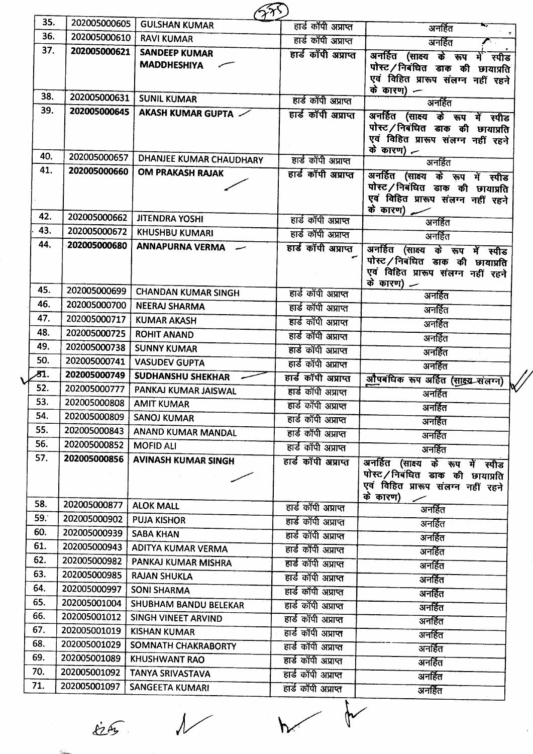| | | | | |
|---|---|---|---|---|
| 35. | 202005000605 | GULSHAN KUMAR | हार्ड कॉपी अप्राप्त | अनर्हित |
| 36. | 202005000610 | RAVI KUMAR | हार्ड कॉपी अप्राप्त | अनर्हित |
| 37. | **202005000621** | **SANDEEP KUMAR MADDHESHIYA** | **हार्ड कॉपी अप्राप्त** | **अनर्हित (साक्ष्य के रूप में स्पीड पोस्ट/निबंधित डाक की छायाप्रति एवं विहित प्रारूप संलग्न नहीं रहने के कारण)** |
| 38. | 202005000631 | SUNIL KUMAR | हार्ड कॉपी अप्राप्त | अनर्हित |
| 39. | **202005000645** | **AKASH KUMAR GUPTA** | **हार्ड कॉपी अप्राप्त** | **अनर्हित (साक्ष्य के रूप में स्पीड पोस्ट/निबंधित डाक की छायाप्रति एवं विहित प्रारूप संलग्न नहीं रहने के कारण)** |
| 40. | 202005000657 | DHANJEE KUMAR CHAUDHARY | हार्ड कॉपी अप्राप्त | अनर्हित |
| 41. | **202005000660** | **OM PRAKASH RAJAK** | **हार्ड कॉपी अप्राप्त** | **अनर्हित (साक्ष्य के रूप में स्पीड पोस्ट/निबंधित डाक की छायाप्रति एवं विहित प्रारूप संलग्न नहीं रहने के कारण)** |
| 42. | 202005000662 | JITENDRA YOSHI | हार्ड कॉपी अप्राप्त | अनर्हित |
| 43. | 202005000672 | KHUSHBU KUMARI | हार्ड कॉपी अप्राप्त | अनर्हित |
| 44. | **202005000680** | **ANNAPURNA VERMA** | **हार्ड कॉपी अप्राप्त** | **अनर्हित (साक्ष्य के रूप में स्पीड पोस्ट/निबंधित डाक की छायाप्रति एवं विहित प्रारूप संलग्न नहीं रहने के कारण)** |
| 45. | 202005000699 | CHANDAN KUMAR SINGH | हार्ड कॉपी अप्राप्त | अनर्हित |
| 46. | 202005000700 | NEERAJ SHARMA | हार्ड कॉपी अप्राप्त | अनर्हित |
| 47. | 202005000717 | KUMAR AKASH | हार्ड कॉपी अप्राप्त | अनर्हित |
| 48. | 202005000725 | ROHIT ANAND | हार्ड कॉपी अप्राप्त | अनर्हित |
| 49. | 202005000738 | SUNNY KUMAR | हार्ड कॉपी अप्राप्त | अनर्हित |
| 50. | 202005000741 | VASUDEV GUPTA | हार्ड कॉपी अप्राप्त | अनर्हित |
| 51. | **202005000749** | **SUDHANSHU SHEKHAR** | **हार्ड कॉपी अप्राप्त** | **औपबंधिक रूप अर्हित (साक्ष्य संलग्न)** |
| 52. | 202005000777 | PANKAJ KUMAR JAISWAL | हार्ड कॉपी अप्राप्त | अनर्हित |
| 53. | 202005000808 | AMIT KUMAR | हार्ड कॉपी अप्राप्त | अनर्हित |
| 54. | 202005000809 | SANOJ KUMAR | हार्ड कॉपी अप्राप्त | अनर्हित |
| 55. | 202005000843 | ANAND KUMAR MANDAL | हार्ड कॉपी अप्राप्त | अनर्हित |
| 56. | 202005000852 | MOFID ALI | हार्ड कॉपी अप्राप्त | अनर्हित |
| 57. | **202005000856** | **AVINASH KUMAR SINGH** | **हार्ड कॉपी अप्राप्त** | **अनर्हित (साक्ष्य के रूप में स्पीड पोस्ट/निबंधित डाक की छायाप्रति एवं विहित प्रारूप संलग्न नहीं रहने के कारण)** |
| 58. | 202005000877 | ALOK MALL | हार्ड कॉपी अप्राप्त | अनर्हित |
| 59. | 202005000902 | PUJA KISHOR | हार्ड कॉपी अप्राप्त | अनर्हित |
| 60. | 202005000939 | SABA KHAN | हार्ड कॉपी अप्राप्त | अनर्हित |
| 61. | 202005000943 | ADITYA KUMAR VERMA | हार्ड कॉपी अप्राप्त | अनर्हित |
| 62. | 202005000982 | PANKAJ KUMAR MISHRA | हार्ड कॉपी अप्राप्त | अनर्हित |
| 63. | 202005000985 | RAJAN SHUKLA | हार्ड कॉपी अप्राप्त | अनर्हित |
| 64. | 202005000997 | SONI SHARMA | हार्ड कॉपी अप्राप्त | अनर्हित |
| 65. | 202005001004 | SHUBHAM BANDU BELEKAR | हार्ड कॉपी अप्राप्त | अनर्हित |
| 66. | 202005001012 | SINGH VINEET ARVIND | हार्ड कॉपी अप्राप्त | अनर्हित |
| 67. | 202005001019 | KISHAN KUMAR | हार्ड कॉपी अप्राप्त | अनर्हित |
| 68. | 202005001029 | SOMNATH CHAKRABORTY | हार्ड कॉपी अप्राप्त | अनर्हित |
| 69. | 202005001089 | KHUSHWANT RAO | हार्ड कॉपी अप्राप्त | अनर्हित |
| 70. | 202005001092 | TANYA SRIVASTAVA | हार्ड कॉपी अप्राप्त | अनर्हित |
| 71. | 202005001097 | SANGEETA KUMARI | हार्ड कॉपी अप्राप्त | अनर्हित |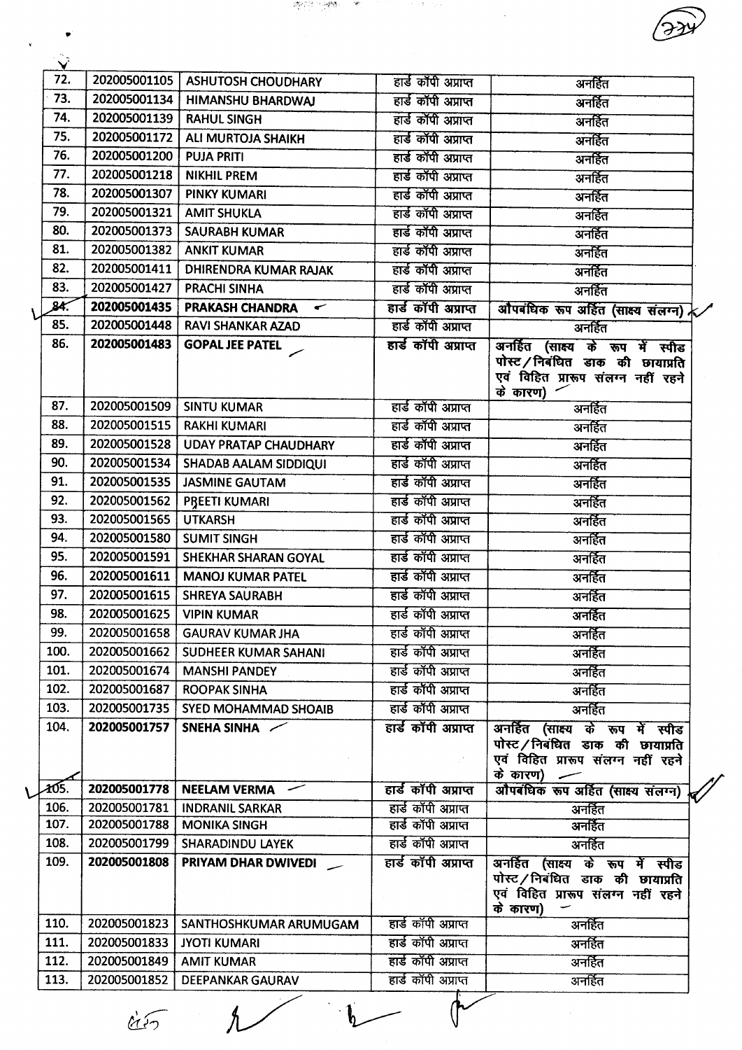| | | | | |
|---|---|---|---|---|
| 72. | 202005001105 | ASHUTOSH CHOUDHARY | हार्ड कॉपी अप्राप्त | अनर्हित |
| 73. | 202005001134 | HIMANSHU BHARDWAJ | हार्ड कॉपी अप्राप्त | अनर्हित |
| 74. | 202005001139 | RAHUL SINGH | हार्ड कॉपी अप्राप्त | अनर्हित |
| 75. | 202005001172 | ALI MURTOJA SHAIKH | हार्ड कॉपी अप्राप्त | अनर्हित |
| 76. | 202005001200 | PUJA PRITI | हार्ड कॉपी अप्राप्त | अनर्हित |
| 77. | 202005001218 | NIKHIL PREM | हार्ड कॉपी अप्राप्त | अनर्हित |
| 78. | 202005001307 | PINKY KUMARI | हार्ड कॉपी अप्राप्त | अनर्हित |
| 79. | 202005001321 | AMIT SHUKLA | हार्ड कॉपी अप्राप्त | अनर्हित |
| 80. | 202005001373 | SAURABH KUMAR | हार्ड कॉपी अप्राप्त | अनर्हित |
| 81. | 202005001382 | ANKIT KUMAR | हार्ड कॉपी अप्राप्त | अनर्हित |
| 82. | 202005001411 | DHIRENDRA KUMAR RAJAK | हार्ड कॉपी अप्राप्त | अनर्हित |
| 83. | 202005001427 | PRACHI SINHA | हार्ड कॉपी अप्राप्त | अनर्हित |
| **84.** | **202005001435** | **PRAKASH CHANDRA** | **हार्ड कॉपी अप्राप्त** | **औपबंधिक रूप अर्हित (साक्ष्य संलग्न)** |
| 85. | 202005001448 | RAVI SHANKAR AZAD | हार्ड कॉपी अप्राप्त | अनर्हित |
| **86.** | **202005001483** | **GOPAL JEE PATEL** | **हार्ड कॉपी अप्राप्त** | **अनर्हित (साक्ष्य के रूप में स्पीड पोस्ट/निबंधित डाक की छायाप्रति एवं विहित प्रारूप संलग्न नहीं रहने के कारण)** |
| 87. | 202005001509 | SINTU KUMAR | हार्ड कॉपी अप्राप्त | अनर्हित |
| 88. | 202005001515 | RAKHI KUMARI | हार्ड कॉपी अप्राप्त | अनर्हित |
| 89. | 202005001528 | UDAY PRATAP CHAUDHARY | हार्ड कॉपी अप्राप्त | अनर्हित |
| 90. | 202005001534 | SHADAB AALAM SIDDIQUI | हार्ड कॉपी अप्राप्त | अनर्हित |
| 91. | 202005001535 | JASMINE GAUTAM | हार्ड कॉपी अप्राप्त | अनर्हित |
| 92. | 202005001562 | PREETI KUMARI | हार्ड कॉपी अप्राप्त | अनर्हित |
| 93. | 202005001565 | UTKARSH | हार्ड कॉपी अप्राप्त | अनर्हित |
| 94. | 202005001580 | SUMIT SINGH | हार्ड कॉपी अप्राप्त | अनर्हित |
| 95. | 202005001591 | SHEKHAR SHARAN GOYAL | हार्ड कॉपी अप्राप्त | अनर्हित |
| 96. | 202005001611 | MANOJ KUMAR PATEL | हार्ड कॉपी अप्राप्त | अनर्हित |
| 97. | 202005001615 | SHREYA SAURABH | हार्ड कॉपी अप्राप्त | अनर्हित |
| 98. | 202005001625 | VIPIN KUMAR | हार्ड कॉपी अप्राप्त | अनर्हित |
| 99. | 202005001658 | GAURAV KUMAR JHA | हार्ड कॉपी अप्राप्त | अनर्हित |
| 100. | 202005001662 | SUDHEER KUMAR SAHANI | हार्ड कॉपी अप्राप्त | अनर्हित |
| 101. | 202005001674 | MANSHI PANDEY | हार्ड कॉपी अप्राप्त | अनर्हित |
| 102. | 202005001687 | ROOPAK SINHA | हार्ड कॉपी अप्राप्त | अनर्हित |
| 103. | 202005001735 | SYED MOHAMMAD SHOAIB | हार्ड कॉपी अप्राप्त | अनर्हित |
| **104.** | **202005001757** | **SNEHA SINHA** | **हार्ड कॉपी अप्राप्त** | **अनर्हित (साक्ष्य के रूप में स्पीड पोस्ट/निबंधित डाक की छायाप्रति एवं विहित प्रारूप संलग्न नहीं रहने के कारण)** |
| **105.** | **202005001778** | **NEELAM VERMA** | **हार्ड कॉपी अप्राप्त** | **औपबंधिक रूप अर्हित (साक्ष्य संलग्न)** |
| 106. | 202005001781 | INDRANIL SARKAR | हार्ड कॉपी अप्राप्त | अनर्हित |
| 107. | 202005001788 | MONIKA SINGH | हार्ड कॉपी अप्राप्त | अनर्हित |
| 108. | 202005001799 | SHARADINDU LAYEK | हार्ड कॉपी अप्राप्त | अनर्हित |
| **109.** | **202005001808** | **PRIYAM DHAR DWIVEDI** | **हार्ड कॉपी अप्राप्त** | **अनर्हित (साक्ष्य के रूप में स्पीड पोस्ट/निबंधित डाक की छायाप्रति एवं विहित प्रारूप संलग्न नहीं रहने के कारण)** |
| 110. | 202005001823 | SANTHOSHKUMAR ARUMUGAM | हार्ड कॉपी अप्राप्त | अनर्हित |
| 111. | 202005001833 | JYOTI KUMARI | हार्ड कॉपी अप्राप्त | अनर्हित |
| 112. | 202005001849 | AMIT KUMAR | हार्ड कॉपी अप्राप्त | अनर्हित |
| 113. | 202005001852 | DEEPANKAR GAURAV | हार्ड कॉपी अप्राप्त | अनर्हित |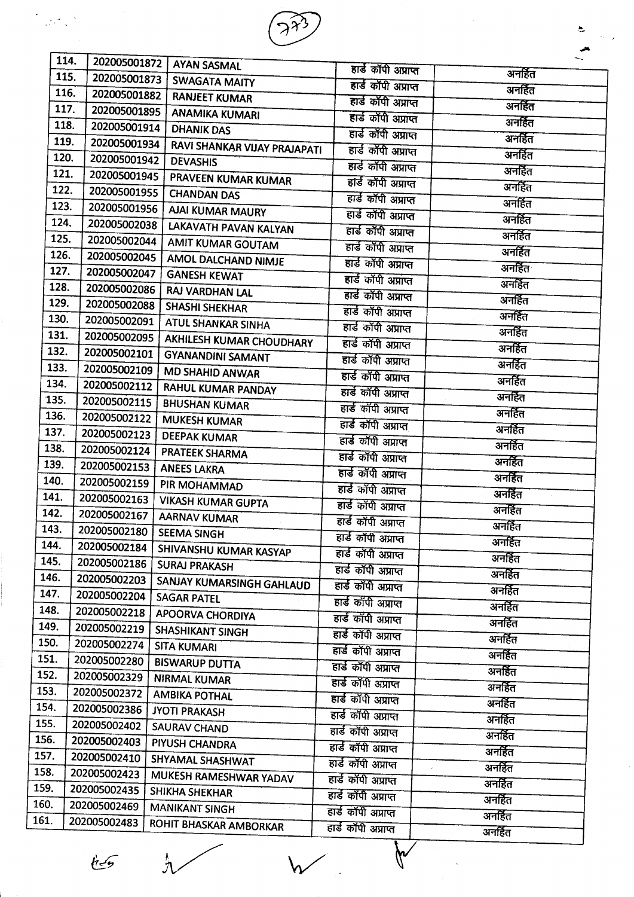| 114. | 202005001872 | AYAN SASMAL | हार्ड कॉपी अप्राप्त | अनर्हित |
|---|---|---|---|---|
| 115. | 202005001873 | SWAGATA MAITY | हार्ड कॉपी अप्राप्त | अनर्हित |
| 116. | 202005001882 | RANJEET KUMAR | हार्ड कॉपी अप्राप्त | अनर्हित |
| 117. | 202005001895 | ANAMIKA KUMARI | हार्ड कॉपी अप्राप्त | अनर्हित |
| 118. | 202005001914 | DHANIK DAS | हार्ड कॉपी अप्राप्त | अनर्हित |
| 119. | 202005001934 | RAVI SHANKAR VIJAY PRAJAPATI | हार्ड कॉपी अप्राप्त | अनर्हित |
| 120. | 202005001942 | DEVASHIS | हार्ड कॉपी अप्राप्त | अनर्हित |
| 121. | 202005001945 | PRAVEEN KUMAR KUMAR | हार्ड कॉपी अप्राप्त | अनर्हित |
| 122. | 202005001955 | CHANDAN DAS | हार्ड कॉपी अप्राप्त | अनर्हित |
| 123. | 202005001956 | AJAI KUMAR MAURY | हार्ड कॉपी अप्राप्त | अनर्हित |
| 124. | 202005002038 | LAKAVATH PAVAN KALYAN | हार्ड कॉपी अप्राप्त | अनर्हित |
| 125. | 202005002044 | AMIT KUMAR GOUTAM | हार्ड कॉपी अप्राप्त | अनर्हित |
| 126. | 202005002045 | AMOL DALCHAND NIMJE | हार्ड कॉपी अप्राप्त | अनर्हित |
| 127. | 202005002047 | GANESH KEWAT | हार्ड कॉपी अप्राप्त | अनर्हित |
| 128. | 202005002086 | RAJ VARDHAN LAL | हार्ड कॉपी अप्राप्त | अनर्हित |
| 129. | 202005002088 | SHASHI SHEKHAR | हार्ड कॉपी अप्राप्त | अनर्हित |
| 130. | 202005002091 | ATUL SHANKAR SINHA | हार्ड कॉपी अप्राप्त | अनर्हित |
| 131. | 202005002095 | AKHILESH KUMAR CHOUDHARY | हार्ड कॉपी अप्राप्त | अनर्हित |
| 132. | 202005002101 | GYANANDINI SAMANT | हार्ड कॉपी अप्राप्त | अनर्हित |
| 133. | 202005002109 | MD SHAHID ANWAR | हार्ड कॉपी अप्राप्त | अनर्हित |
| 134. | 202005002112 | RAHUL KUMAR PANDAY | हार्ड कॉपी अप्राप्त | अनर्हित |
| 135. | 202005002115 | BHUSHAN KUMAR | हार्ड कॉपी अप्राप्त | अनर्हित |
| 136. | 202005002122 | MUKESH KUMAR | हार्ड कॉपी अप्राप्त | अनर्हित |
| 137. | 202005002123 | DEEPAK KUMAR | हार्ड कॉपी अप्राप्त | अनर्हित |
| 138. | 202005002124 | PRATEEK SHARMA | हार्ड कॉपी अप्राप्त | अनर्हित |
| 139. | 202005002153 | ANEES LAKRA | हार्ड कॉपी अप्राप्त | अनर्हित |
| 140. | 202005002159 | PIR MOHAMMAD | हार्ड कॉपी अप्राप्त | अनर्हित |
| 141. | 202005002163 | VIKASH KUMAR GUPTA | हार्ड कॉपी अप्राप्त | अनर्हित |
| 142. | 202005002167 | AARNAV KUMAR | हार्ड कॉपी अप्राप्त | अनर्हित |
| 143. | 202005002180 | SEEMA SINGH | हार्ड कॉपी अप्राप्त | अनर्हित |
| 144. | 202005002184 | SHIVANSHU KUMAR KASYAP | हार्ड कॉपी अप्राप्त | अनर्हित |
| 145. | 202005002186 | SURAJ PRAKASH | हार्ड कॉपी अप्राप्त | अनर्हित |
| 146. | 202005002203 | SANJAY KUMARSINGH GAHLAUD | हार्ड कॉपी अप्राप्त | अनर्हित |
| 147. | 202005002204 | SAGAR PATEL | हार्ड कॉपी अप्राप्त | अनर्हित |
| 148. | 202005002218 | APOORVA CHORDIYA | हार्ड कॉपी अप्राप्त | अनर्हित |
| 149. | 202005002219 | SHASHIKANT SINGH | हार्ड कॉपी अप्राप्त | अनर्हित |
| 150. | 202005002274 | SITA KUMARI | हार्ड कॉपी अप्राप्त | अनर्हित |
| 151. | 202005002280 | BISWARUP DUTTA | हार्ड कॉपी अप्राप्त | अनर्हित |
| 152. | 202005002329 | NIRMAL KUMAR | हार्ड कॉपी अप्राप्त | अनर्हित |
| 153. | 202005002372 | AMBIKA POTHAL | हार्ड कॉपी अप्राप्त | अनर्हित |
| 154. | 202005002386 | JYOTI PRAKASH | हार्ड कॉपी अप्राप्त | अनर्हित |
| 155. | 202005002402 | SAURAV CHAND | हार्ड कॉपी अप्राप्त | अनर्हित |
| 156. | 202005002403 | PIYUSH CHANDRA | हार्ड कॉपी अप्राप्त | अनर्हित |
| 157. | 202005002410 | SHYAMAL SHASHWAT | हार्ड कॉपी अप्राप्त | अनर्हित |
| 158. | 202005002423 | MUKESH RAMESHWAR YADAV | हार्ड कॉपी अप्राप्त | अनर्हित |
| 159. | 202005002435 | SHIKHA SHEKHAR | हार्ड कॉपी अप्राप्त | अनर्हित |
| 160. | 202005002469 | MANIKANT SINGH | हार्ड कॉपी अप्राप्त | अनर्हित |
| 161. | 202005002483 | ROHIT BHASKAR AMBORKAR | हार्ड कॉपी अप्राप्त | अनर्हित |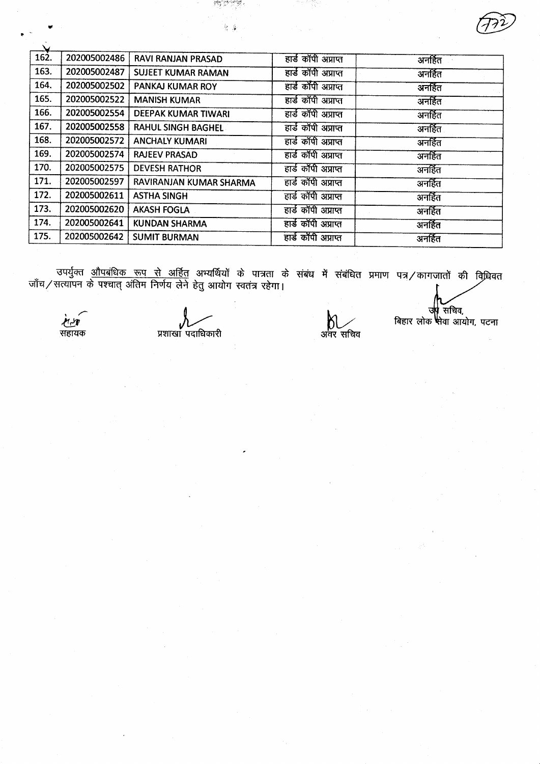| | | | | |
|---|---|---|---|---|
| 162. | 202005002486 | RAVI RANJAN PRASAD | हार्ड कॉपी अप्राप्त | अनर्हित |
| 163. | 202005002487 | SUJEET KUMAR RAMAN | हार्ड कॉपी अप्राप्त | अनर्हित |
| 164. | 202005002502 | PANKAJ KUMAR ROY | हार्ड कॉपी अप्राप्त | अनर्हित |
| 165. | 202005002522 | MANISH KUMAR | हार्ड कॉपी अप्राप्त | अनर्हित |
| 166. | 202005002554 | DEEPAK KUMAR TIWARI | हार्ड कॉपी अप्राप्त | अनर्हित |
| 167. | 202005002558 | RAHUL SINGH BAGHEL | हार्ड कॉपी अप्राप्त | अनर्हित |
| 168. | 202005002572 | ANCHALY KUMARI | हार्ड कॉपी अप्राप्त | अनर्हित |
| 169. | 202005002574 | RAJEEV PRASAD | हार्ड कॉपी अप्राप्त | अनर्हित |
| 170. | 202005002575 | DEVESH RATHOR | हार्ड कॉपी अप्राप्त | अनर्हित |
| 171. | 202005002597 | RAVIRANJAN KUMAR SHARMA | हार्ड कॉपी अप्राप्त | अनर्हित |
| 172. | 202005002611 | ASTHA SINGH | हार्ड कॉपी अप्राप्त | अनर्हित |
| 173. | 202005002620 | AKASH FOGLA | हार्ड कॉपी अप्राप्त | अनर्हित |
| 174. | 202005002641 | KUNDAN SHARMA | हार्ड कॉपी अप्राप्त | अनर्हित |
| 175. | 202005002642 | SUMIT BURMAN | हार्ड कॉपी अप्राप्त | अनर्हित |

उपर्युक्त औपबंधिक रूप से अर्हित अभ्यर्थियों के पात्रता के संबंध में संबंधित प्रमाण पत्र/कागजातों की विधिवत जाँच/सत्यापन के पश्चात् अंतिम निर्णय लेने हेतु आयोग स्वतंत्र रहेगा।

सहायक

प्रशाखा पदाधिकारी

अवर सचिव

उप सचिव,
बिहार लोक सेवा आयोग, पटना